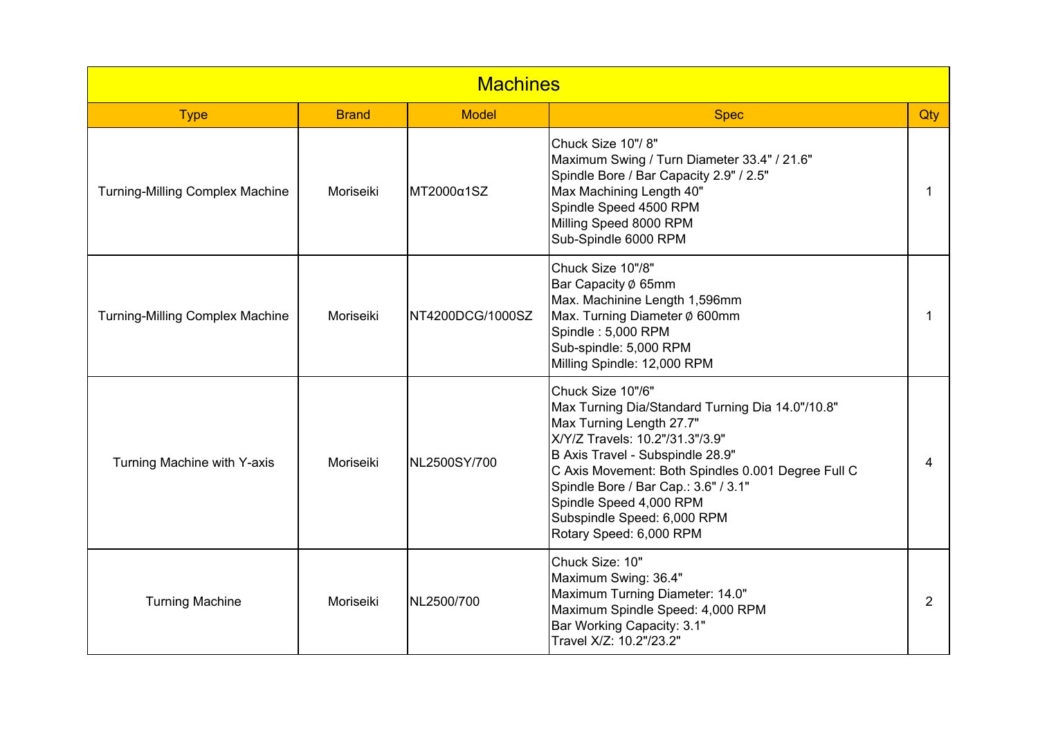# Machines

| Type | Brand | Model | Spec | Qty |
|---|---|---|---|---|
| Turning-Milling Complex Machine | Moriseiki | MT2000α1SZ | Chuck Size 10"/ 8"<br>Maximum Swing / Turn Diameter 33.4" / 21.6"<br>Spindle Bore / Bar Capacity 2.9" / 2.5"<br>Max Machining Length 40"<br>Spindle Speed 4500 RPM<br>Milling Speed 8000 RPM<br>Sub-Spindle 6000 RPM | 1 |
| Turning-Milling Complex Machine | Moriseiki | NT4200DCG/1000SZ | Chuck Size 10"/8"<br>Bar Capacity ø 65mm<br>Max. Machinine Length 1,596mm<br>Max. Turning Diameter ø 600mm<br>Spindle : 5,000 RPM<br>Sub-spindle: 5,000 RPM<br>Milling Spindle: 12,000 RPM | 1 |
| Turning Machine with Y-axis | Moriseiki | NL2500SY/700 | Chuck Size 10"/6"<br>Max Turning Dia/Standard Turning Dia 14.0"/10.8"<br>Max Turning Length 27.7"<br>X/Y/Z Travels: 10.2"/31.3"/3.9"<br>B Axis Travel - Subspindle 28.9"<br>C Axis Movement: Both Spindles 0.001 Degree Full C<br>Spindle Bore / Bar Cap.: 3.6" / 3.1"<br>Spindle Speed 4,000 RPM<br>Subspindle Speed: 6,000 RPM<br>Rotary Speed: 6,000 RPM | 4 |
| Turning Machine | Moriseiki | NL2500/700 | Chuck Size: 10"<br>Maximum Swing: 36.4"<br>Maximum Turning Diameter: 14.0"<br>Maximum Spindle Speed: 4,000 RPM<br>Bar Working Capacity: 3.1"<br>Travel X/Z: 10.2"/23.2" | 2 |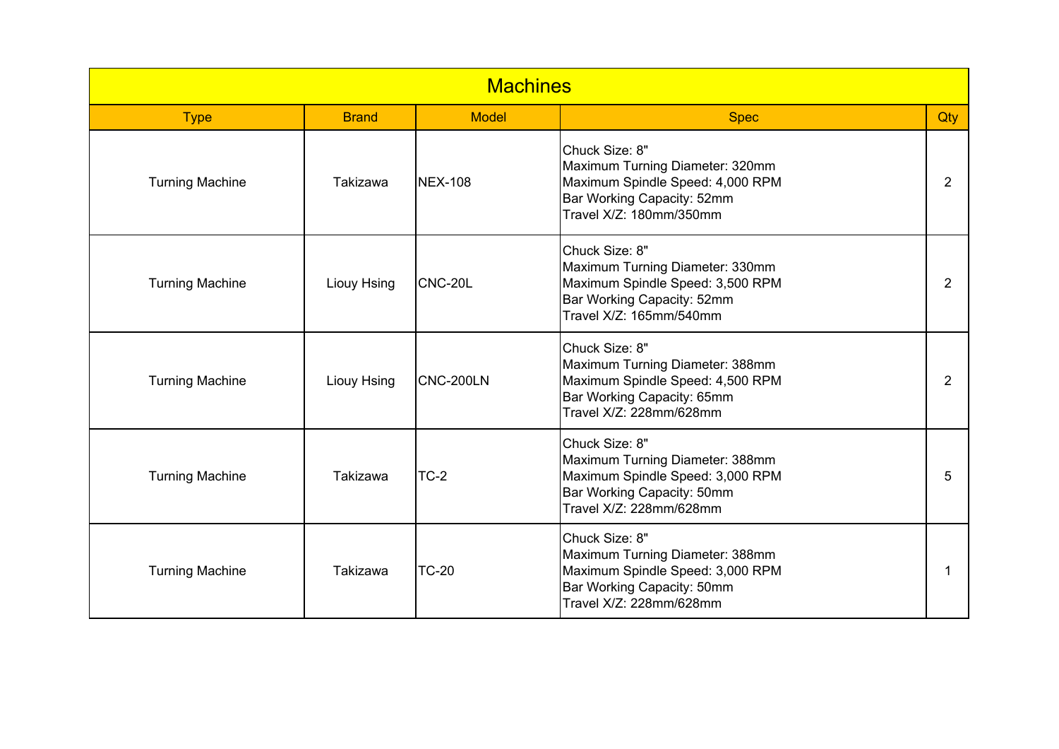# Machines

| Type | Brand | Model | Spec | Qty |
|---|---|---|---|---|
| Turning Machine | Takizawa | NEX-108 | Chuck Size: 8"<br>Maximum Turning Diameter: 320mm<br>Maximum Spindle Speed: 4,000 RPM<br>Bar Working Capacity: 52mm<br>Travel X/Z: 180mm/350mm | 2 |
| Turning Machine | Liouy Hsing | CNC-20L | Chuck Size: 8"<br>Maximum Turning Diameter: 330mm<br>Maximum Spindle Speed: 3,500 RPM<br>Bar Working Capacity: 52mm<br>Travel X/Z: 165mm/540mm | 2 |
| Turning Machine | Liouy Hsing | CNC-200LN | Chuck Size: 8"<br>Maximum Turning Diameter: 388mm<br>Maximum Spindle Speed: 4,500 RPM<br>Bar Working Capacity: 65mm<br>Travel X/Z: 228mm/628mm | 2 |
| Turning Machine | Takizawa | TC-2 | Chuck Size: 8"<br>Maximum Turning Diameter: 388mm<br>Maximum Spindle Speed: 3,000 RPM<br>Bar Working Capacity: 50mm<br>Travel X/Z: 228mm/628mm | 5 |
| Turning Machine | Takizawa | TC-20 | Chuck Size: 8"<br>Maximum Turning Diameter: 388mm<br>Maximum Spindle Speed: 3,000 RPM<br>Bar Working Capacity: 50mm<br>Travel X/Z: 228mm/628mm | 1 |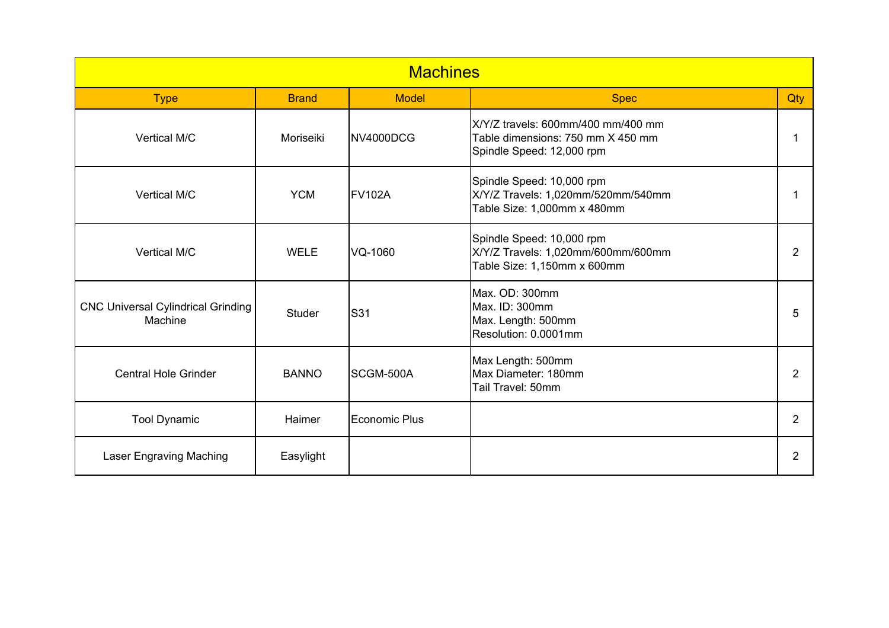| Machines | | | | |
|---|---|---|---|---|
| Type | Brand | Model | Spec | Qty |
| Vertical M/C | Moriseiki | NV4000DCG | X/Y/Z travels: 600mm/400 mm/400 mm<br>Table dimensions: 750 mm X 450 mm<br>Spindle Speed: 12,000 rpm | 1 |
| Vertical M/C | YCM | FV102A | Spindle Speed: 10,000 rpm<br>X/Y/Z Travels: 1,020mm/520mm/540mm<br>Table Size: 1,000mm x 480mm | 1 |
| Vertical M/C | WELE | VQ-1060 | Spindle Speed: 10,000 rpm<br>X/Y/Z Travels: 1,020mm/600mm/600mm<br>Table Size: 1,150mm x 600mm | 2 |
| CNC Universal Cylindrical Grinding Machine | Studer | S31 | Max. OD: 300mm<br>Max. ID: 300mm<br>Max. Length: 500mm<br>Resolution: 0.0001mm | 5 |
| Central Hole Grinder | BANNO | SCGM-500A | Max Length: 500mm<br>Max Diameter: 180mm<br>Tail Travel: 50mm | 2 |
| Tool Dynamic | Haimer | Economic Plus | | 2 |
| Laser Engraving Maching | Easylight | | | 2 |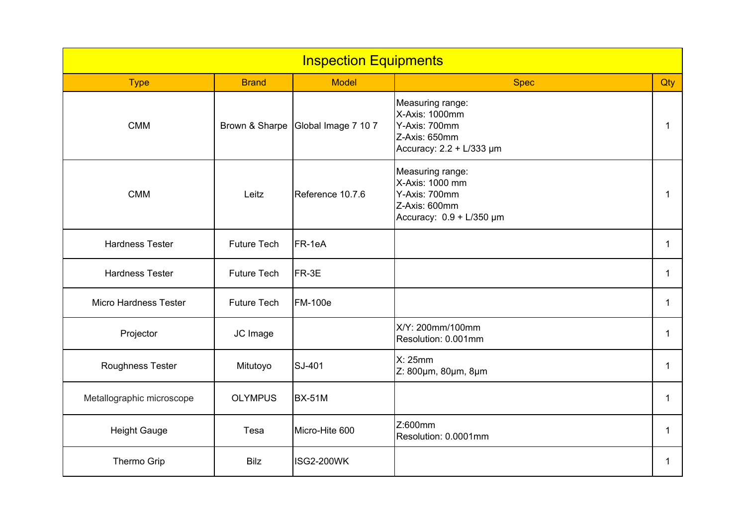| Inspection Equipments | | | | |
|---|---|---|---|---|
| Type | Brand | Model | Spec | Qty |
| CMM | Brown & Sharpe | Global Image 7 10 7 | Measuring range:<br>X-Axis: 1000mm<br>Y-Axis: 700mm<br>Z-Axis: 650mm<br>Accuracy: 2.2 + L/333 μm | 1 |
| CMM | Leitz | Reference 10.7.6 | Measuring range:<br>X-Axis: 1000 mm<br>Y-Axis: 700mm<br>Z-Axis: 600mm<br>Accuracy: 0.9 + L/350 μm | 1 |
| Hardness Tester | Future Tech | FR-1eA | | 1 |
| Hardness Tester | Future Tech | FR-3E | | 1 |
| Micro Hardness Tester | Future Tech | FM-100e | | 1 |
| Projector | JC Image | | X/Y: 200mm/100mm<br>Resolution: 0.001mm | 1 |
| Roughness Tester | Mitutoyo | SJ-401 | X: 25mm<br>Z: 800μm, 80μm, 8μm | 1 |
| Metallographic microscope | OLYMPUS | BX-51M | | 1 |
| Height Gauge | Tesa | Micro-Hite 600 | Z:600mm<br>Resolution: 0.0001mm | 1 |
| Thermo Grip | Bilz | ISG2-200WK | | 1 |